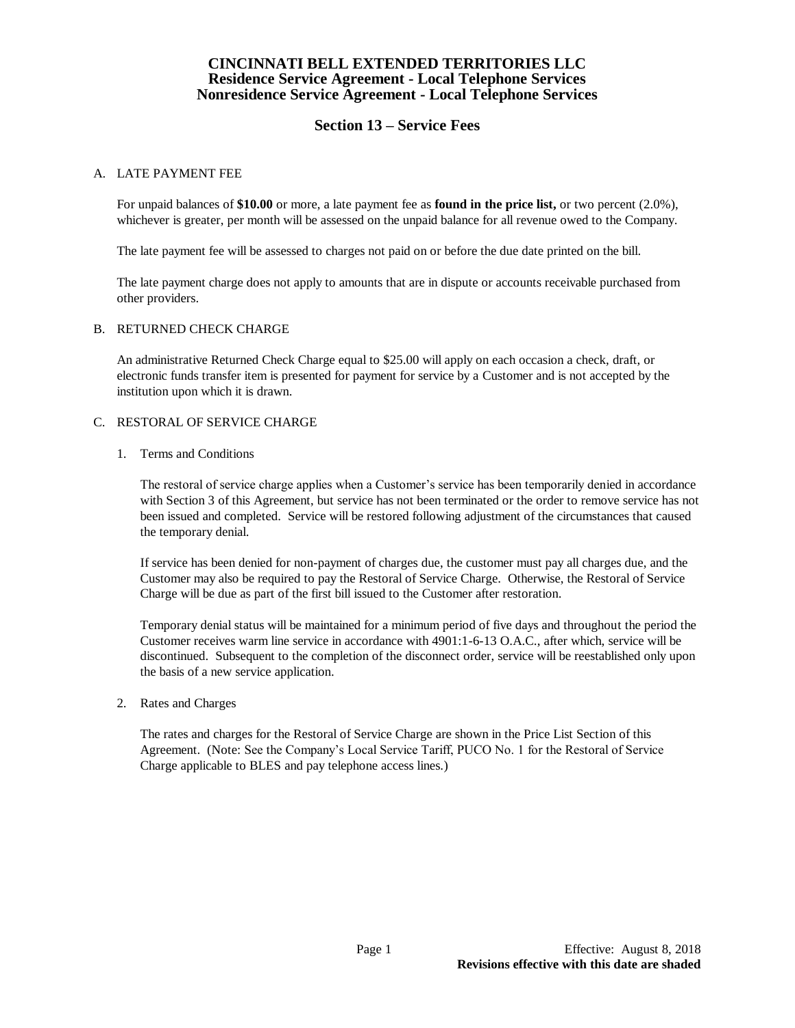# CINCINNATI BELL EXTENDED TERRITORIES LLC
## Residence Service Agreement - Local Telephone Services
## Nonresidence Service Agreement - Local Telephone Services

## Section 13 – Service Fees

A. LATE PAYMENT FEE

For unpaid balances of **$10.00** or more, a late payment fee as **found in the price list,** or two percent (2.0%), whichever is greater, per month will be assessed on the unpaid balance for all revenue owed to the Company.

The late payment fee will be assessed to charges not paid on or before the due date printed on the bill.

The late payment charge does not apply to amounts that are in dispute or accounts receivable purchased from other providers.

B. RETURNED CHECK CHARGE

An administrative Returned Check Charge equal to $25.00 will apply on each occasion a check, draft, or electronic funds transfer item is presented for payment for service by a Customer and is not accepted by the institution upon which it is drawn.

C. RESTORAL OF SERVICE CHARGE

1. Terms and Conditions

   The restoral of service charge applies when a Customer's service has been temporarily denied in accordance with Section 3 of this Agreement, but service has not been terminated or the order to remove service has not been issued and completed. Service will be restored following adjustment of the circumstances that caused the temporary denial.

   If service has been denied for non-payment of charges due, the customer must pay all charges due, and the Customer may also be required to pay the Restoral of Service Charge. Otherwise, the Restoral of Service Charge will be due as part of the first bill issued to the Customer after restoration.

   Temporary denial status will be maintained for a minimum period of five days and throughout the period the Customer receives warm line service in accordance with 4901:1-6-13 O.A.C., after which, service will be discontinued. Subsequent to the completion of the disconnect order, service will be reestablished only upon the basis of a new service application.

2. Rates and Charges

   The rates and charges for the Restoral of Service Charge are shown in the Price List Section of this Agreement. (Note: See the Company's Local Service Tariff, PUCO No. 1 for the Restoral of Service Charge applicable to BLES and pay telephone access lines.)

Effective: August 8, 2018
**Revisions effective with this date are shaded**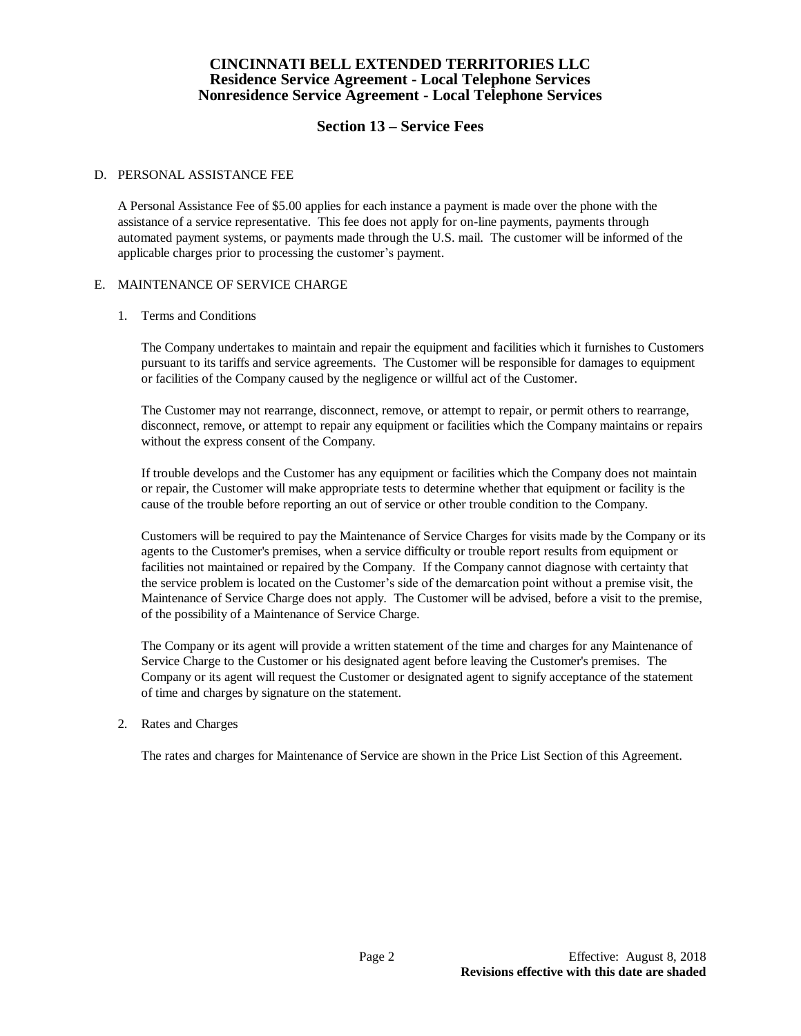# CINCINNATI BELL EXTENDED TERRITORIES LLC
## Residence Service Agreement - Local Telephone Services
## Nonresidence Service Agreement - Local Telephone Services

## Section 13 – Service Fees

D. PERSONAL ASSISTANCE FEE

A Personal Assistance Fee of $5.00 applies for each instance a payment is made over the phone with the assistance of a service representative. This fee does not apply for on-line payments, payments through automated payment systems, or payments made through the U.S. mail. The customer will be informed of the applicable charges prior to processing the customer's payment.

E. MAINTENANCE OF SERVICE CHARGE

1. Terms and Conditions

   The Company undertakes to maintain and repair the equipment and facilities which it furnishes to Customers pursuant to its tariffs and service agreements. The Customer will be responsible for damages to equipment or facilities of the Company caused by the negligence or willful act of the Customer.

   The Customer may not rearrange, disconnect, remove, or attempt to repair, or permit others to rearrange, disconnect, remove, or attempt to repair any equipment or facilities which the Company maintains or repairs without the express consent of the Company.

   If trouble develops and the Customer has any equipment or facilities which the Company does not maintain or repair, the Customer will make appropriate tests to determine whether that equipment or facility is the cause of the trouble before reporting an out of service or other trouble condition to the Company.

   Customers will be required to pay the Maintenance of Service Charges for visits made by the Company or its agents to the Customer's premises, when a service difficulty or trouble report results from equipment or facilities not maintained or repaired by the Company. If the Company cannot diagnose with certainty that the service problem is located on the Customer's side of the demarcation point without a premise visit, the Maintenance of Service Charge does not apply. The Customer will be advised, before a visit to the premise, of the possibility of a Maintenance of Service Charge.

   The Company or its agent will provide a written statement of the time and charges for any Maintenance of Service Charge to the Customer or his designated agent before leaving the Customer's premises. The Company or its agent will request the Customer or designated agent to signify acceptance of the statement of time and charges by signature on the statement.

2. Rates and Charges

   The rates and charges for Maintenance of Service are shown in the Price List Section of this Agreement.

Effective: August 8, 2018
**Revisions effective with this date are shaded**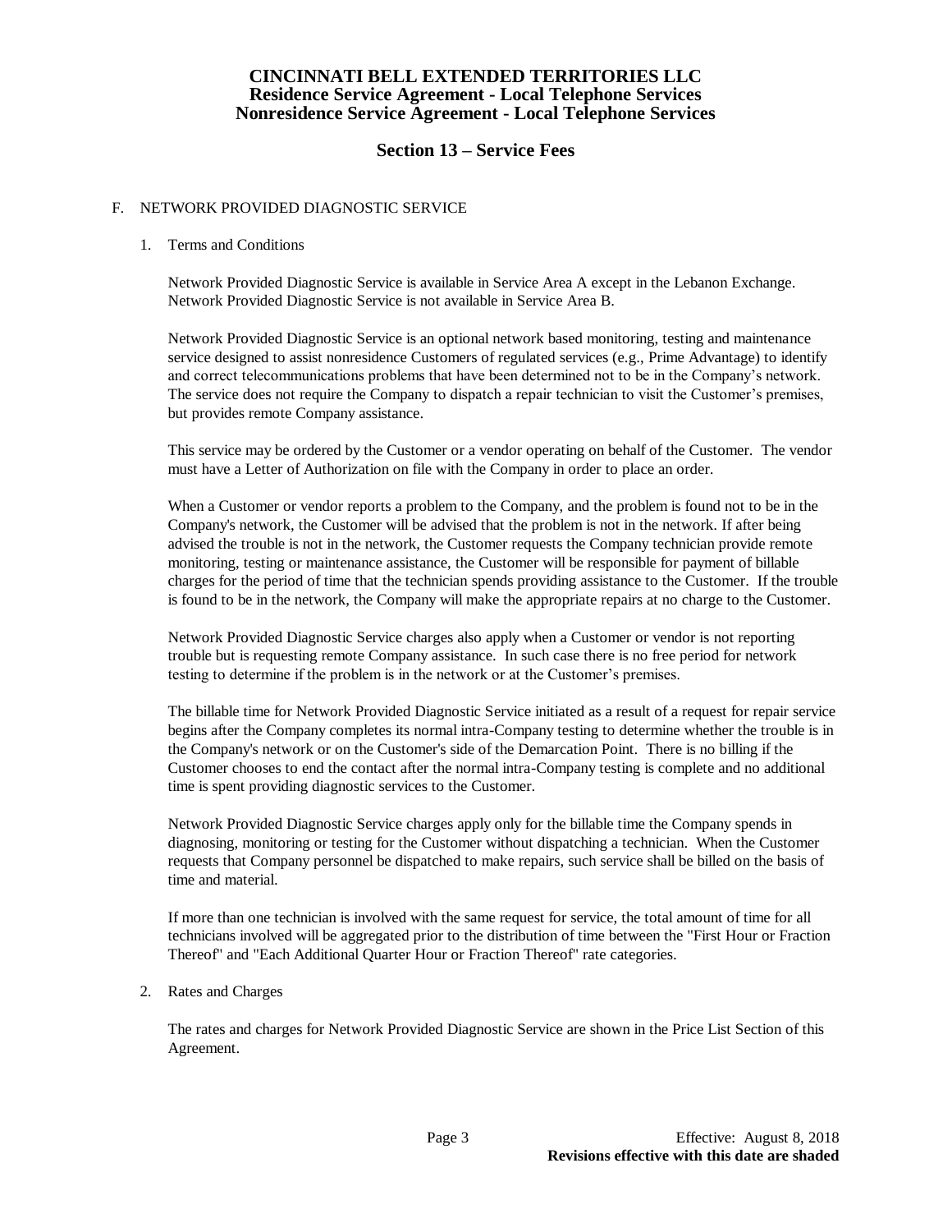# CINCINNATI BELL EXTENDED TERRITORIES LLC
## Residence Service Agreement - Local Telephone Services
## Nonresidence Service Agreement - Local Telephone Services

## Section 13 – Service Fees

F. NETWORK PROVIDED DIAGNOSTIC SERVICE

1. Terms and Conditions

   Network Provided Diagnostic Service is available in Service Area A except in the Lebanon Exchange. Network Provided Diagnostic Service is not available in Service Area B.

   Network Provided Diagnostic Service is an optional network based monitoring, testing and maintenance service designed to assist nonresidence Customers of regulated services (e.g., Prime Advantage) to identify and correct telecommunications problems that have been determined not to be in the Company's network. The service does not require the Company to dispatch a repair technician to visit the Customer's premises, but provides remote Company assistance.

   This service may be ordered by the Customer or a vendor operating on behalf of the Customer. The vendor must have a Letter of Authorization on file with the Company in order to place an order.

   When a Customer or vendor reports a problem to the Company, and the problem is found not to be in the Company's network, the Customer will be advised that the problem is not in the network. If after being advised the trouble is not in the network, the Customer requests the Company technician provide remote monitoring, testing or maintenance assistance, the Customer will be responsible for payment of billable charges for the period of time that the technician spends providing assistance to the Customer. If the trouble is found to be in the network, the Company will make the appropriate repairs at no charge to the Customer.

   Network Provided Diagnostic Service charges also apply when a Customer or vendor is not reporting trouble but is requesting remote Company assistance. In such case there is no free period for network testing to determine if the problem is in the network or at the Customer's premises.

   The billable time for Network Provided Diagnostic Service initiated as a result of a request for repair service begins after the Company completes its normal intra-Company testing to determine whether the trouble is in the Company's network or on the Customer's side of the Demarcation Point. There is no billing if the Customer chooses to end the contact after the normal intra-Company testing is complete and no additional time is spent providing diagnostic services to the Customer.

   Network Provided Diagnostic Service charges apply only for the billable time the Company spends in diagnosing, monitoring or testing for the Customer without dispatching a technician. When the Customer requests that Company personnel be dispatched to make repairs, such service shall be billed on the basis of time and material.

   If more than one technician is involved with the same request for service, the total amount of time for all technicians involved will be aggregated prior to the distribution of time between the "First Hour or Fraction Thereof" and "Each Additional Quarter Hour or Fraction Thereof" rate categories.

2. Rates and Charges

   The rates and charges for Network Provided Diagnostic Service are shown in the Price List Section of this Agreement.

Effective: August 8, 2018
**Revisions effective with this date are shaded**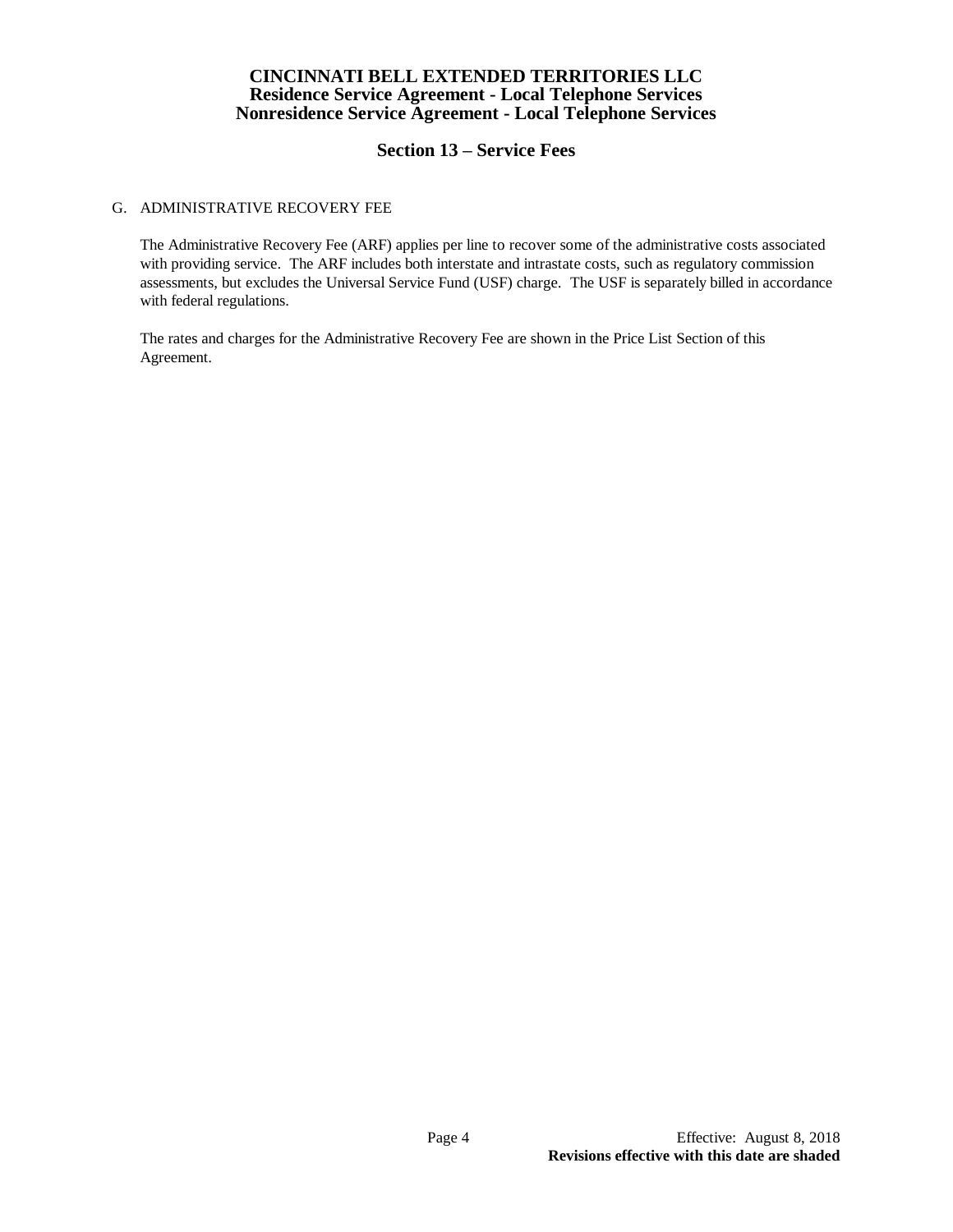# CINCINNATI BELL EXTENDED TERRITORIES LLC
## Residence Service Agreement - Local Telephone Services
## Nonresidence Service Agreement - Local Telephone Services

## Section 13 – Service Fees

G. ADMINISTRATIVE RECOVERY FEE

The Administrative Recovery Fee (ARF) applies per line to recover some of the administrative costs associated with providing service. The ARF includes both interstate and intrastate costs, such as regulatory commission assessments, but excludes the Universal Service Fund (USF) charge. The USF is separately billed in accordance with federal regulations.

The rates and charges for the Administrative Recovery Fee are shown in the Price List Section of this Agreement.

Effective: August 8, 2018

**Revisions effective with this date are shaded**